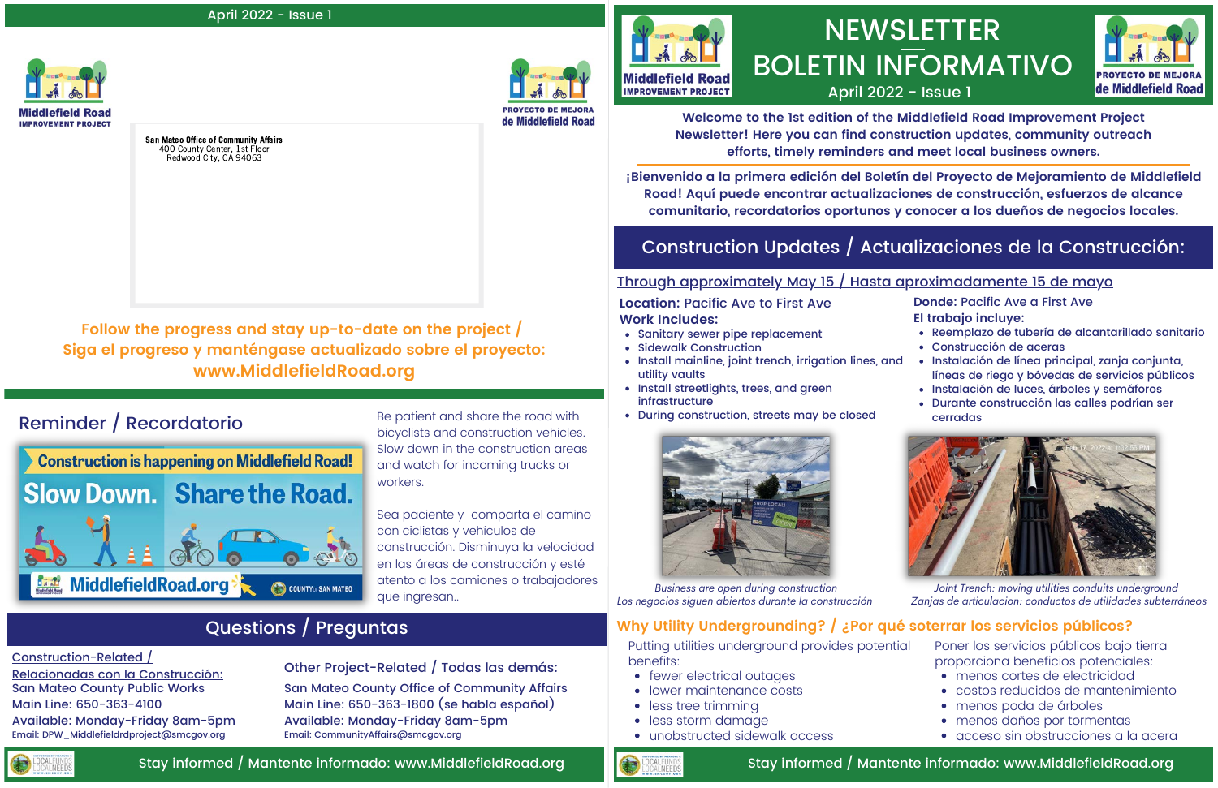April 2022 - Issue 1

Middlefield Road IMPROVEMENT PROJECT

PROYECTO DE MEJORA de Middlefield Road

San Mateo Office of Community Affairs
400 County Center, 1st Floor
Redwood City, CA 94063

**Follow the progress and stay up-to-date on the project / Siga el progreso y manténgase actualizado sobre el proyecto: www.MiddlefieldRoad.org**

## Reminder / Recordatorio

Construction is happening on Middlefield Road! Slow Down. Share the Road. MiddlefieldRoad.org

Be patient and share the road with bicyclists and construction vehicles. Slow down in the construction areas and watch for incoming trucks or workers.

Sea paciente y comparta el camino con ciclistas y vehículos de construcción. Disminuya la velocidad en las áreas de construcción y esté atento a los camiones o trabajadores que ingresan..

## Questions / Preguntas

**Construction-Related / Relacionadas con la Construcción:**
San Mateo County Public Works
Main Line: 650-363-4100
Available: Monday-Friday 8am-5pm
Email: DPW_Middlefieldrdproject@smcgov.org

**Other Project-Related / Todas las demás:**
San Mateo County Office of Community Affairs
Main Line: 650-363-1800 (se habla español)
Available: Monday-Friday 8am-5pm
Email: CommunityAffairs@smcgov.org

Stay informed / Mantente informado: www.MiddlefieldRoad.org

# NEWSLETTER / BOLETIN INFORMATIVO

April 2022 - Issue 1

**Welcome to the 1st edition of the Middlefield Road Improvement Project Newsletter! Here you can find construction updates, community outreach efforts, timely reminders and meet local business owners.**

**¡Bienvenido a la primera edición del Boletín del Proyecto de Mejoramiento de Middlefield Road! Aquí puede encontrar actualizaciones de construcción, esfuerzos de alcance comunitario, recordatorios oportunos y conocer a los dueños de negocios locales.**

## Construction Updates / Actualizaciones de la Construcción:

### Through approximately May 15 / Hasta aproximadamente 15 de mayo

**Location:** Pacific Ave to First Ave
**Work Includes:**
- Sanitary sewer pipe replacement
- Sidewalk Construction
- Install mainline, joint trench, irrigation lines, and utility vaults
- Install streetlights, trees, and green infrastructure
- During construction, streets may be closed

**Donde:** Pacific Ave a First Ave
**El trabajo incluye:**
- Reemplazo de tubería de alcantarillado sanitario
- Construcción de aceras
- Instalación de línea principal, zanja conjunta, líneas de riego y bóvedas de servicios públicos
- Instalación de luces, árboles y semáforos
- Durante construcción las calles podrían ser cerradas

*Business are open during construction*
*Los negocios siguen abiertos durante la construcción*

*Joint Trench: moving utilities conduits underground*
*Zanjas de articulacion: conductos de utilidades subterráneos*

### Why Utility Undergrounding? / ¿Por qué soterrar los servicios públicos?

Putting utilities underground provides potential benefits:
- fewer electrical outages
- lower maintenance costs
- less tree trimming
- less storm damage
- unobstructed sidewalk access

Poner los servicios públicos bajo tierra proporciona beneficios potenciales:
- menos cortes de electricidad
- costos reducidos de mantenimiento
- menos poda de árboles
- menos daños por tormentas
- acceso sin obstrucciones a la acera

Stay informed / Mantente informado: www.MiddlefieldRoad.org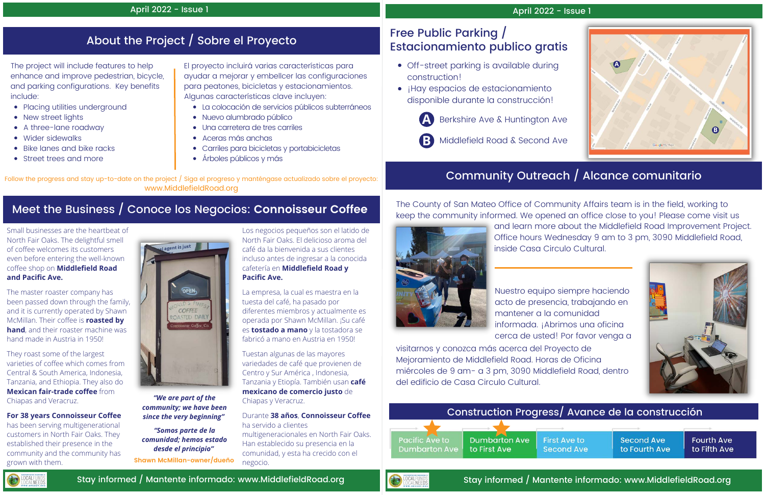## About the Project / Sobre el Proyecto

The project will include features to help enhance and improve pedestrian, bicycle, and parking configurations. Key benefits include:

- Placing utilities underground
- New street lights
- A three-lane roadway
- Wider sidewalks
- Bike lanes and bike racks
- Street trees and more

El proyecto incluirá varias características para ayudar a mejorar y embellcer las configuraciones para peatones, bicicletas y estacionamientos. Algunas características clave incluyen:

- La colocación de servicios públicos subterráneos
- Nuevo alumbrado público
- Una carretera de tres carriles
- Aceras más anchas
- Carriles para bicicletas y portabicicletas
- Árboles públicos y más

Follow the progress and stay up-to-date on the project / Siga el progreso y manténgase actualizado sobre el proyecto: www.MiddlefieldRoad.org

## Meet the Business / Conoce los Negocios: Connoisseur Coffee

Small businesses are the heartbeat of North Fair Oaks. The delightful smell of coffee welcomes its customers even before entering the well-known coffee shop on **Middlefield Road and Pacific Ave.**

The master roaster company has been passed down through the family, and it is currently operated by Shawn McMillan. Their coffee is **roasted by hand**, and their roaster machine was hand made in Austria in 1950!

They roast some of the largest varieties of coffee which comes from Central & South America, Indonesia, Tanzania, and Ethiopia. They also do **Mexican fair-trade coffee** from Chiapas and Veracruz.

**For 38 years Connoisseur Coffee** has been serving multigenerational customers in North Fair Oaks. They established their presence in the community and the community has grown with them.

*"We are part of the community; we have been since the very beginning"*

*"Somos parte de la comunidad; hemos estado desde el principio"*

Shawn McMillan-owner/dueño

Los negocios pequeños son el latido de North Fair Oaks. El delicioso aroma del café da la bienvenida a sus clientes incluso antes de ingresar a la conocida cafetería en **Middlefield Road y Pacific Ave.**

La empresa, la cual es maestra en la tuesta del café, ha pasado por diferentes miembros y actualmente es operada por Shawn McMillan. ¡Su café es **tostado a mano** y la tostadora se fabricó a mano en Austria en 1950!

Tuestan algunas de las mayores variedades de café que provienen de Centro y Sur América, Indonesia, Tanzania y Etiopía. También usan **café mexicano de comercio justo** de Chiapas y Veracruz.

Durante **38 años**, **Connoisseur Coffee** ha servido a clientes multigeneracionales en North Fair Oaks. Han establecido su presencia en la comunidad, y esta ha crecido con el negocio.

## Free Public Parking / Estacionamiento publico gratis

- Off-street parking is available during construction!
- ¡Hay espacios de estacionamiento disponible durante la construcción!

**A** Berkshire Ave & Huntington Ave

**B** Middlefield Road & Second Ave

## Community Outreach / Alcance comunitario

The County of San Mateo Office of Community Affairs team is in the field, working to keep the community informed. We opened an office close to you! Please come visit us and learn more about the Middlefield Road Improvement Project. Office hours Wednesday 9 am to 3 pm, 3090 Middlefield Road, inside Casa Circulo Cultural.

Nuestro equipo siempre haciendo acto de presencia, trabajando en mantener a la comunidad informada. ¡Abrimos una oficina cerca de usted! Por favor venga a visitarnos y conozca más acerca del Proyecto de Mejoramiento de Middlefield Road. Horas de Oficina miércoles de 9 am- a 3 pm, 3090 Middlefield Road, dentro del edificio de Casa Circulo Cultural.

## Construction Progress/ Avance de la construcción

Pacific Ave to Dumbarton Ave

Dumbarton Ave to First Ave

First Ave to Second Ave

Second Ave to Fourth Ave

Fourth Ave to Fifth Ave

Stay informed / Mantente informado: www.MiddlefieldRoad.org